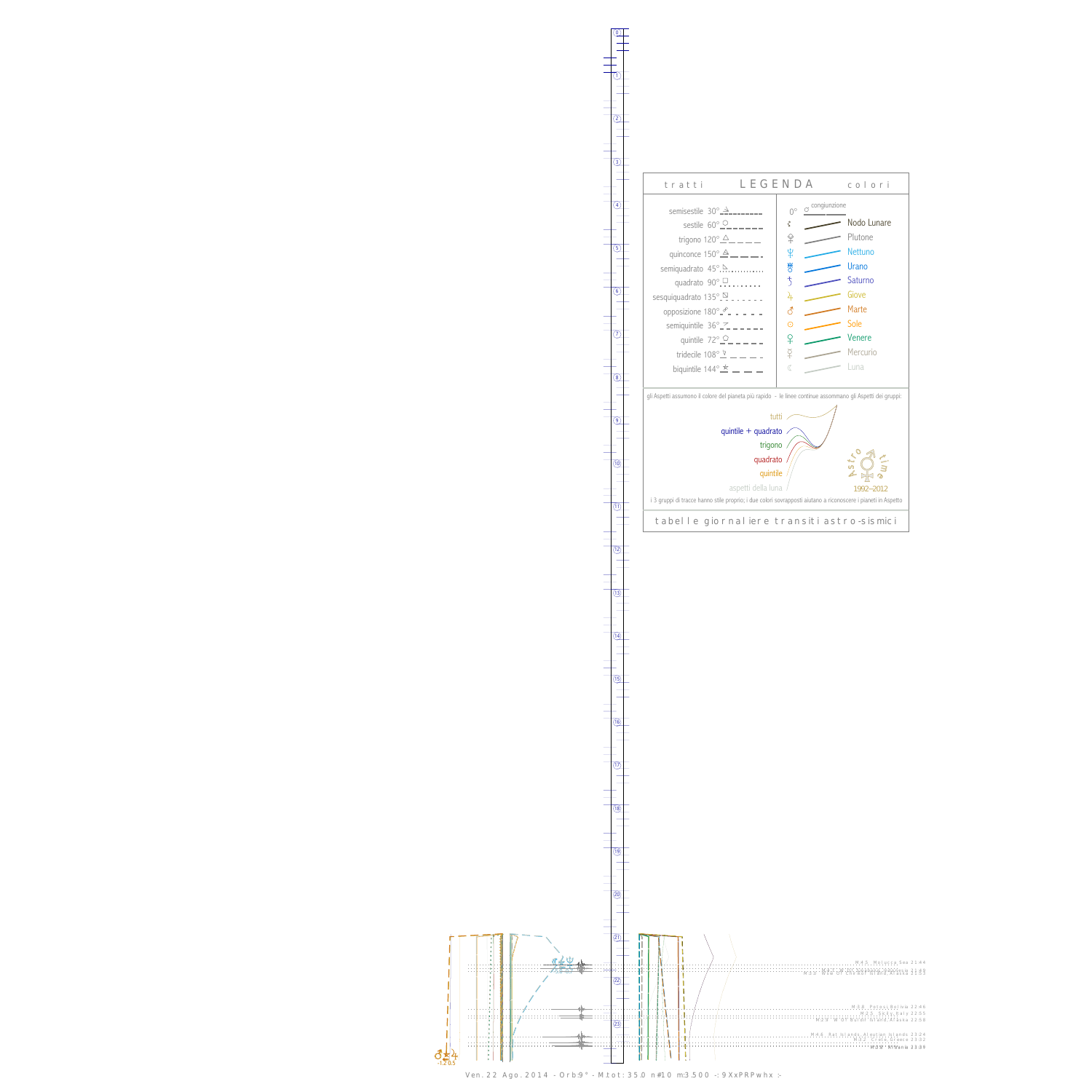# LEGENDA

**tratti** | **colori**

| tratti | | colori | |
|---|---|---|---|
| semisestile 30° | | 0° ☌ congiunzione | |
| sestile 60° | | ☊ | Nodo Lunare |
| trigono 120° | | ♇ | Plutone |
| quinconce 150° | | ♆ | Nettuno |
| semiquadrato 45° | | ♅ | Urano |
| quadrato 90° | | ♄ | Saturno |
| sesquiquadrato 135° | | ♃ | Giove |
| opposizione 180° | | ♂ | Marte |
| semiquintile 36° | | ☉ | Sole |
| quintile 72° | | ♀ | Venere |
| tridecile 108° | | ☿ | Mercurio |
| biquintile 144° | | ☾ | Luna |

gli Aspetti assumono il colore del pianeta più rapido - le linee continue assommano gli Aspetti dei gruppi:

- tutti
- quintile + quadrato
- trigono
- quadrato
- quintile
- aspetti della luna

Astro time 1992–2012

i 3 gruppi di tracce hanno stile proprio; i due colori sovrapposti aiutano a riconoscere i pianeti in Aspetto

tabelle giornaliere transiti astro-sismici

M 4.5 Molucca Sea 21:44
M 4.7 Mindanao Philippines 21:49
M 3.0 W of Chernof Island Alaska 21:53
M 3.8 Potosi Bolivia 22:46
M 2.5 Sicily Italy 22:55
M 3.9 W of Buldir Island Alaska 22:58
M 4.6 Rat Islands Aleutian Islands 23:24
M 3.2 Crete Greece 23:32
M 3.8 N Iran Slovenia 23:39

♂⚻♃ -1.2 0.5

Ven. 22 Ago. 2014 - Orb:9° - M.tot: 35.0 n#10 m:3.500 -: 9XxPRPwhx :-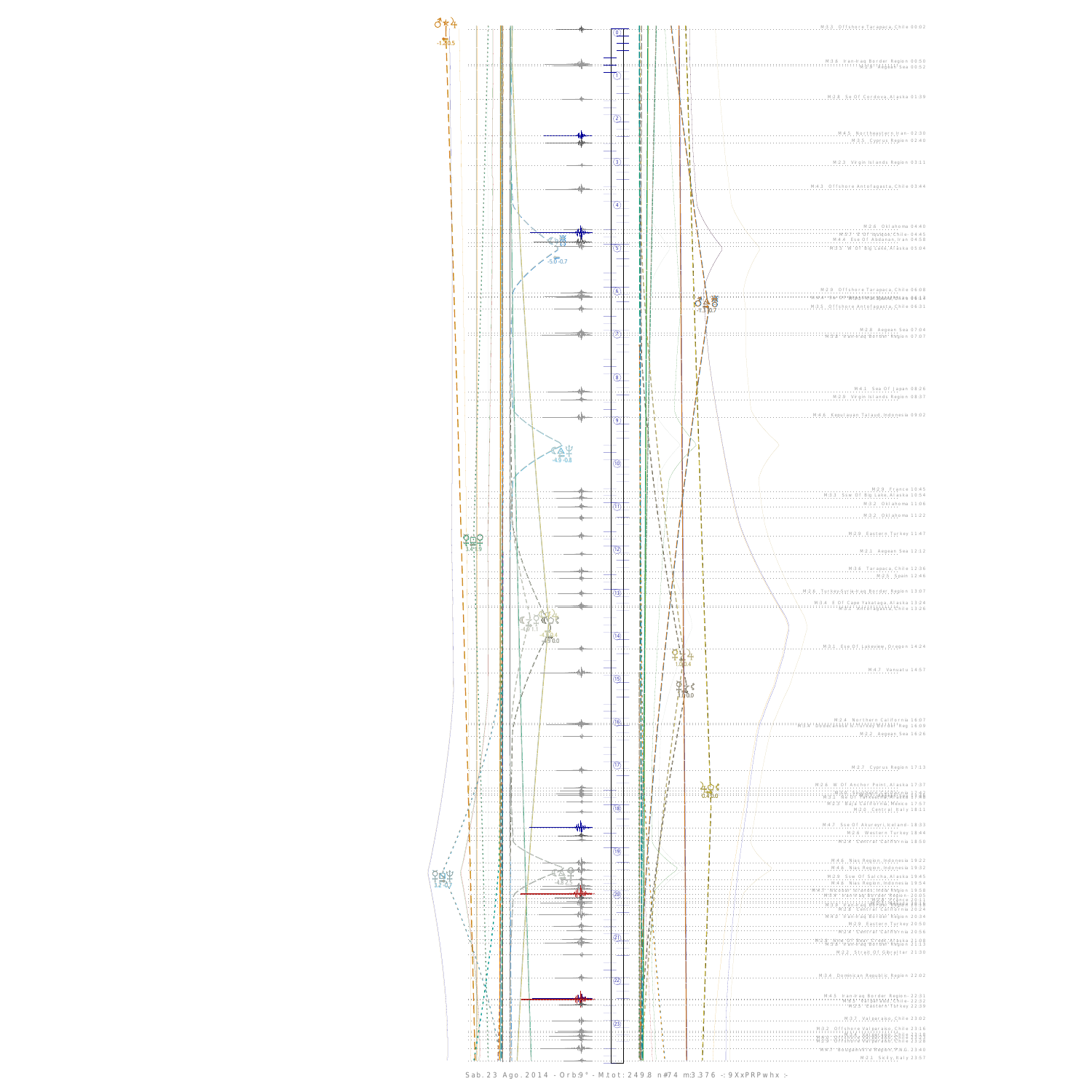M3.3 Offshore Tarapaca Chile 00:02

M3.6 Iran-Iraq Border Region 00:50

M2.9 Aegean Sea 00:52

M2.8 Sa Of Cordova Alaska 01:39

M4.5 Northeastern Iran 02:30

M3.5 Cyprus Region 02:40

M2.3 Virgin Islands Region 03:11

M4.3 Offshore Antofagasta Chile 03:44

M2.8 Oklahoma 04:40

M3.7 E Of Iquique Chile 04:45

M4.4 Ese Of Abdanan Iran 04:58

M2.5 W Of Big Lake Alaska 05:04

M2.9 Offshore Tarapaca Chile 06:08

M3.5 Offshore Antofagasta Chile 06:31

M2.8 Aegean Sea 07:04

M3.8 Iran-Iraq Border Region 07:07

M4.1 Sea Of Japan 08:26

M2.9 Virgin Islands Region 08:37

M4.6 Kepulauan Talaud Indonesia 09:02

M2.9 France 10:45

M3.3 Ssw Of Big Lake Alaska 10:54

M3.2 Oklahoma 11:06

M3.2 Oklahoma 11:22

M2.9 Eastern Turkey 11:47

M2.1 Aegean Sea 12:12

M3.6 Tarapaca Chile 12:36

M2.5 Spain 12:46

M2.6 Turkey-Syria-Iraq Border Region 13:07

M3.4 E Of Cape Yakataga Alaska 13:24

M3.1 Ese Of Lakeview Oregon 14:24

M4.7 Vanuatu 14:57

M2.4 Northern California 16:07

M2.2 Aegean Sea 16:26

M2.7 Cyprus Region 17:13

M2.6 W Of Anchor Point Alaska 17:37

M2.2 Baja California Mexico 17:57

M2.0 Central Italy 18:11

M4.7 Sse Of Akureyri Iceland 18:33

M2.8 Western Turkey 18:44

M2.4 Central California 18:50

M4.6 Nias Region Indonesia 19:22

M4.5 Nias Region Indonesia 19:32

M2.9 Ssw Of Salcha Alaska 19:45

M4.8 Nias Region Indonesia 19:54

M2.8 Central California 20:24

M2.9 Eastern Turkey 20:50

M2.4 Central California 20:56

M2.2 Strait Of Gibraltar 21:30

M3.4 Dominican Republic Region 22:02

M4.5 Iran-Iraq Border Region 22:31

M2.5 Eastern Turkey 22:39

M3.7 Valparaiso Chile 23:02

M3.2 Offshore Valparaiso Chile 23:16

M2.9 Offshore Valparaiso Chile 23:26

M2.1 Sicily Italy 23:57

Sab 23 Ago 2014 - Orb:9° - M tot: 249.8 n#74 m3.376 -:9XxPRPwhx:-